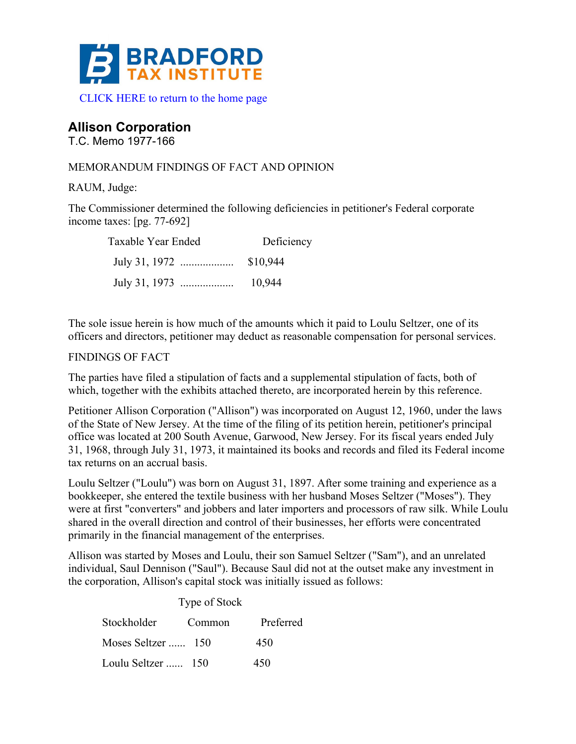**BRADFORD TAX INSTITUTE**

CLICK HERE to return to the home page

## Allison Corporation

T.C. Memo 1977-166

MEMORANDUM FINDINGS OF FACT AND OPINION

RAUM, Judge:

The Commissioner determined the following deficiencies in petitioner's Federal corporate income taxes: [pg. 77-692]

| Taxable Year Ended | Deficiency |
|---|---|
| July 31, 1972 .................. | $10,944 |
| July 31, 1973 .................. | 10,944 |

The sole issue herein is how much of the amounts which it paid to Loulu Seltzer, one of its officers and directors, petitioner may deduct as reasonable compensation for personal services.

FINDINGS OF FACT

The parties have filed a stipulation of facts and a supplemental stipulation of facts, both of which, together with the exhibits attached thereto, are incorporated herein by this reference.

Petitioner Allison Corporation ("Allison") was incorporated on August 12, 1960, under the laws of the State of New Jersey. At the time of the filing of its petition herein, petitioner's principal office was located at 200 South Avenue, Garwood, New Jersey. For its fiscal years ended July 31, 1968, through July 31, 1973, it maintained its books and records and filed its Federal income tax returns on an accrual basis.

Loulu Seltzer ("Loulu") was born on August 31, 1897. After some training and experience as a bookkeeper, she entered the textile business with her husband Moses Seltzer ("Moses"). They were at first "converters" and jobbers and later importers and processors of raw silk. While Loulu shared in the overall direction and control of their businesses, her efforts were concentrated primarily in the financial management of the enterprises.

Allison was started by Moses and Loulu, their son Samuel Seltzer ("Sam"), and an unrelated individual, Saul Dennison ("Saul"). Because Saul did not at the outset make any investment in the corporation, Allison's capital stock was initially issued as follows:

| | Type of Stock | |
|---|---|---|
| Stockholder | Common | Preferred |
| Moses Seltzer ...... | 150 | 450 |
| Loulu Seltzer ...... | 150 | 450 |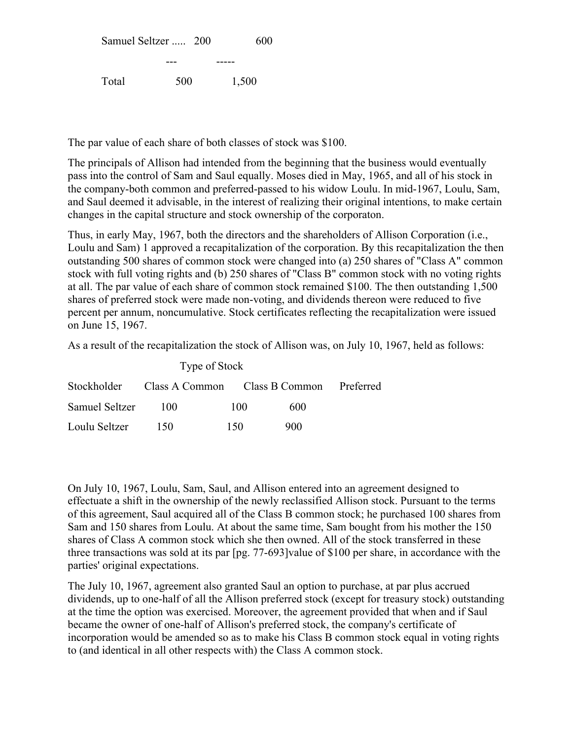| | | |
|---|---|---|
| Samuel Seltzer ..... | 200 | 600 |
| | --- | ----- |
| Total | 500 | 1,500 |

The par value of each share of both classes of stock was $100.

The principals of Allison had intended from the beginning that the business would eventually pass into the control of Sam and Saul equally. Moses died in May, 1965, and all of his stock in the company-both common and preferred-passed to his widow Loulu. In mid-1967, Loulu, Sam, and Saul deemed it advisable, in the interest of realizing their original intentions, to make certain changes in the capital structure and stock ownership of the corporaton.

Thus, in early May, 1967, both the directors and the shareholders of Allison Corporation (i.e., Loulu and Sam) 1 approved a recapitalization of the corporation. By this recapitalization the then outstanding 500 shares of common stock were changed into (a) 250 shares of "Class A" common stock with full voting rights and (b) 250 shares of "Class B" common stock with no voting rights at all. The par value of each share of common stock remained $100. The then outstanding 1,500 shares of preferred stock were made non-voting, and dividends thereon were reduced to five percent per annum, noncumulative. Stock certificates reflecting the recapitalization were issued on June 15, 1967.

As a result of the recapitalization the stock of Allison was, on July 10, 1967, held as follows:

| | Type of Stock | | |
|---|---|---|---|
| Stockholder | Class A Common | Class B Common | Preferred |
| Samuel Seltzer | 100 | 100 | 600 |
| Loulu Seltzer | 150 | 150 | 900 |

On July 10, 1967, Loulu, Sam, Saul, and Allison entered into an agreement designed to effectuate a shift in the ownership of the newly reclassified Allison stock. Pursuant to the terms of this agreement, Saul acquired all of the Class B common stock; he purchased 100 shares from Sam and 150 shares from Loulu. At about the same time, Sam bought from his mother the 150 shares of Class A common stock which she then owned. All of the stock transferred in these three transactions was sold at its par [pg. 77-693]value of $100 per share, in accordance with the parties' original expectations.

The July 10, 1967, agreement also granted Saul an option to purchase, at par plus accrued dividends, up to one-half of all the Allison preferred stock (except for treasury stock) outstanding at the time the option was exercised. Moreover, the agreement provided that when and if Saul became the owner of one-half of Allison's preferred stock, the company's certificate of incorporation would be amended so as to make his Class B common stock equal in voting rights to (and identical in all other respects with) the Class A common stock.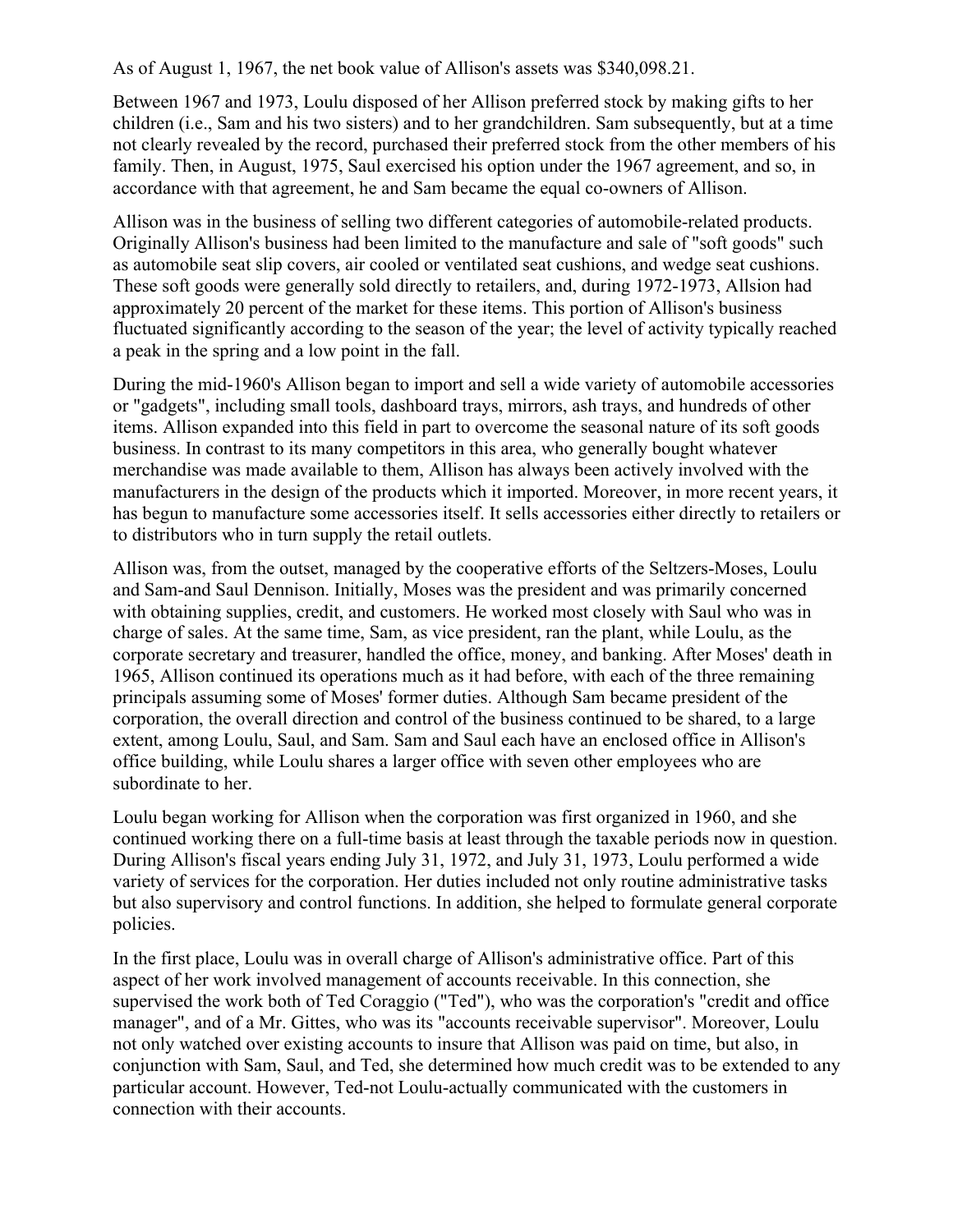As of August 1, 1967, the net book value of Allison's assets was $340,098.21.

Between 1967 and 1973, Loulu disposed of her Allison preferred stock by making gifts to her children (i.e., Sam and his two sisters) and to her grandchildren. Sam subsequently, but at a time not clearly revealed by the record, purchased their preferred stock from the other members of his family. Then, in August, 1975, Saul exercised his option under the 1967 agreement, and so, in accordance with that agreement, he and Sam became the equal co-owners of Allison.

Allison was in the business of selling two different categories of automobile-related products. Originally Allison's business had been limited to the manufacture and sale of "soft goods" such as automobile seat slip covers, air cooled or ventilated seat cushions, and wedge seat cushions. These soft goods were generally sold directly to retailers, and, during 1972-1973, Allsion had approximately 20 percent of the market for these items. This portion of Allison's business fluctuated significantly according to the season of the year; the level of activity typically reached a peak in the spring and a low point in the fall.

During the mid-1960's Allison began to import and sell a wide variety of automobile accessories or "gadgets", including small tools, dashboard trays, mirrors, ash trays, and hundreds of other items. Allison expanded into this field in part to overcome the seasonal nature of its soft goods business. In contrast to its many competitors in this area, who generally bought whatever merchandise was made available to them, Allison has always been actively involved with the manufacturers in the design of the products which it imported. Moreover, in more recent years, it has begun to manufacture some accessories itself. It sells accessories either directly to retailers or to distributors who in turn supply the retail outlets.

Allison was, from the outset, managed by the cooperative efforts of the Seltzers-Moses, Loulu and Sam-and Saul Dennison. Initially, Moses was the president and was primarily concerned with obtaining supplies, credit, and customers. He worked most closely with Saul who was in charge of sales. At the same time, Sam, as vice president, ran the plant, while Loulu, as the corporate secretary and treasurer, handled the office, money, and banking. After Moses' death in 1965, Allison continued its operations much as it had before, with each of the three remaining principals assuming some of Moses' former duties. Although Sam became president of the corporation, the overall direction and control of the business continued to be shared, to a large extent, among Loulu, Saul, and Sam. Sam and Saul each have an enclosed office in Allison's office building, while Loulu shares a larger office with seven other employees who are subordinate to her.

Loulu began working for Allison when the corporation was first organized in 1960, and she continued working there on a full-time basis at least through the taxable periods now in question. During Allison's fiscal years ending July 31, 1972, and July 31, 1973, Loulu performed a wide variety of services for the corporation. Her duties included not only routine administrative tasks but also supervisory and control functions. In addition, she helped to formulate general corporate policies.

In the first place, Loulu was in overall charge of Allison's administrative office. Part of this aspect of her work involved management of accounts receivable. In this connection, she supervised the work both of Ted Coraggio ("Ted"), who was the corporation's "credit and office manager", and of a Mr. Gittes, who was its "accounts receivable supervisor". Moreover, Loulu not only watched over existing accounts to insure that Allison was paid on time, but also, in conjunction with Sam, Saul, and Ted, she determined how much credit was to be extended to any particular account. However, Ted-not Loulu-actually communicated with the customers in connection with their accounts.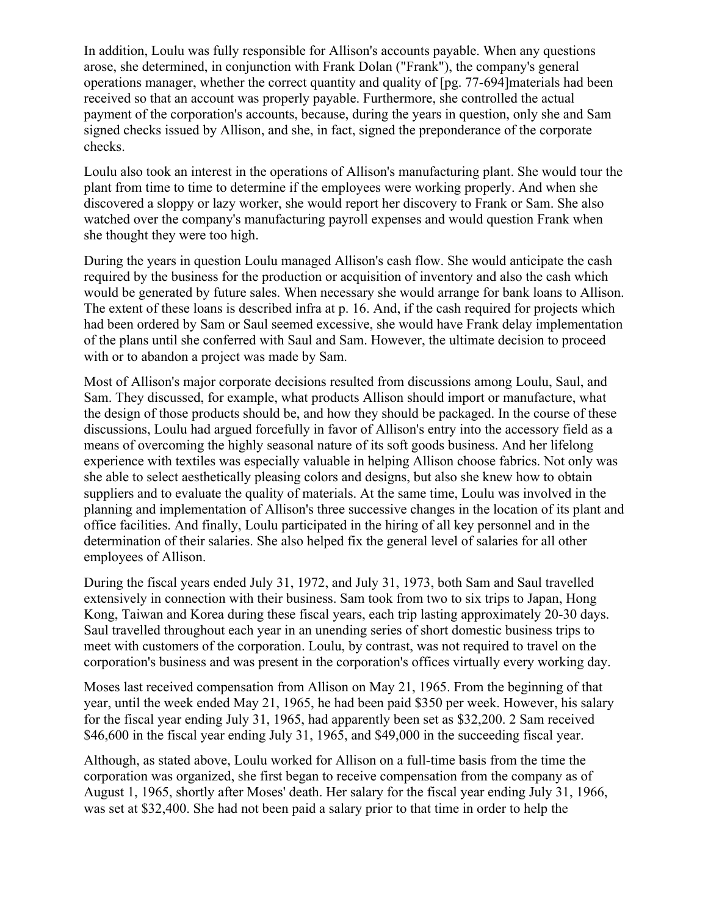In addition, Loulu was fully responsible for Allison's accounts payable. When any questions arose, she determined, in conjunction with Frank Dolan ("Frank"), the company's general operations manager, whether the correct quantity and quality of [pg. 77-694]materials had been received so that an account was properly payable. Furthermore, she controlled the actual payment of the corporation's accounts, because, during the years in question, only she and Sam signed checks issued by Allison, and she, in fact, signed the preponderance of the corporate checks.

Loulu also took an interest in the operations of Allison's manufacturing plant. She would tour the plant from time to time to determine if the employees were working properly. And when she discovered a sloppy or lazy worker, she would report her discovery to Frank or Sam. She also watched over the company's manufacturing payroll expenses and would question Frank when she thought they were too high.

During the years in question Loulu managed Allison's cash flow. She would anticipate the cash required by the business for the production or acquisition of inventory and also the cash which would be generated by future sales. When necessary she would arrange for bank loans to Allison. The extent of these loans is described infra at p. 16. And, if the cash required for projects which had been ordered by Sam or Saul seemed excessive, she would have Frank delay implementation of the plans until she conferred with Saul and Sam. However, the ultimate decision to proceed with or to abandon a project was made by Sam.

Most of Allison's major corporate decisions resulted from discussions among Loulu, Saul, and Sam. They discussed, for example, what products Allison should import or manufacture, what the design of those products should be, and how they should be packaged. In the course of these discussions, Loulu had argued forcefully in favor of Allison's entry into the accessory field as a means of overcoming the highly seasonal nature of its soft goods business. And her lifelong experience with textiles was especially valuable in helping Allison choose fabrics. Not only was she able to select aesthetically pleasing colors and designs, but also she knew how to obtain suppliers and to evaluate the quality of materials. At the same time, Loulu was involved in the planning and implementation of Allison's three successive changes in the location of its plant and office facilities. And finally, Loulu participated in the hiring of all key personnel and in the determination of their salaries. She also helped fix the general level of salaries for all other employees of Allison.

During the fiscal years ended July 31, 1972, and July 31, 1973, both Sam and Saul travelled extensively in connection with their business. Sam took from two to six trips to Japan, Hong Kong, Taiwan and Korea during these fiscal years, each trip lasting approximately 20-30 days. Saul travelled throughout each year in an unending series of short domestic business trips to meet with customers of the corporation. Loulu, by contrast, was not required to travel on the corporation's business and was present in the corporation's offices virtually every working day.

Moses last received compensation from Allison on May 21, 1965. From the beginning of that year, until the week ended May 21, 1965, he had been paid $350 per week. However, his salary for the fiscal year ending July 31, 1965, had apparently been set as $32,200. 2 Sam received $46,600 in the fiscal year ending July 31, 1965, and $49,000 in the succeeding fiscal year.

Although, as stated above, Loulu worked for Allison on a full-time basis from the time the corporation was organized, she first began to receive compensation from the company as of August 1, 1965, shortly after Moses' death. Her salary for the fiscal year ending July 31, 1966, was set at $32,400. She had not been paid a salary prior to that time in order to help the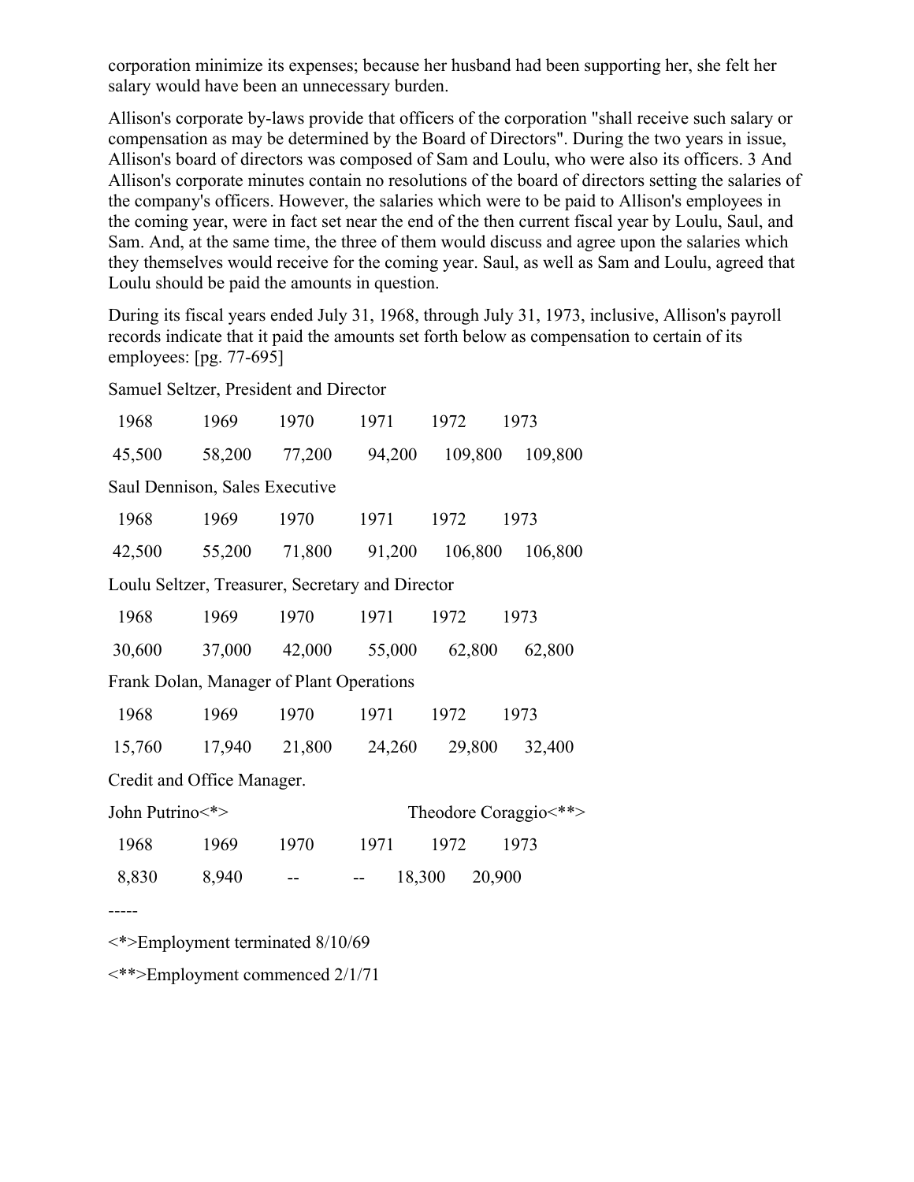corporation minimize its expenses; because her husband had been supporting her, she felt her salary would have been an unnecessary burden.

Allison's corporate by-laws provide that officers of the corporation "shall receive such salary or compensation as may be determined by the Board of Directors". During the two years in issue, Allison's board of directors was composed of Sam and Loulu, who were also its officers. 3 And Allison's corporate minutes contain no resolutions of the board of directors setting the salaries of the company's officers. However, the salaries which were to be paid to Allison's employees in the coming year, were in fact set near the end of the then current fiscal year by Loulu, Saul, and Sam. And, at the same time, the three of them would discuss and agree upon the salaries which they themselves would receive for the coming year. Saul, as well as Sam and Loulu, agreed that Loulu should be paid the amounts in question.

During its fiscal years ended July 31, 1968, through July 31, 1973, inclusive, Allison's payroll records indicate that it paid the amounts set forth below as compensation to certain of its employees: [pg. 77-695]

Samuel Seltzer, President and Director

| 1968 | 1969 | 1970 | 1971 | 1972 | 1973 |
|---|---|---|---|---|---|
| 45,500 | 58,200 | 77,200 | 94,200 | 109,800 | 109,800 |

Saul Dennison, Sales Executive

| 1968 | 1969 | 1970 | 1971 | 1972 | 1973 |
|---|---|---|---|---|---|
| 42,500 | 55,200 | 71,800 | 91,200 | 106,800 | 106,800 |

Loulu Seltzer, Treasurer, Secretary and Director

| 1968 | 1969 | 1970 | 1971 | 1972 | 1973 |
|---|---|---|---|---|---|
| 30,600 | 37,000 | 42,000 | 55,000 | 62,800 | 62,800 |

Frank Dolan, Manager of Plant Operations

| 1968 | 1969 | 1970 | 1971 | 1972 | 1973 |
|---|---|---|---|---|---|
| 15,760 | 17,940 | 21,800 | 24,260 | 29,800 | 32,400 |

Credit and Office Manager.

| John Putrino<*> | | | | Theodore Coraggio<**> | |
|---|---|---|---|---|---|
| 1968 | 1969 | 1970 | 1971 | 1972 | 1973 |
| 8,830 | 8,940 | -- | -- | 18,300 | 20,900 |

-----

<*>Employment terminated 8/10/69

<**>Employment commenced 2/1/71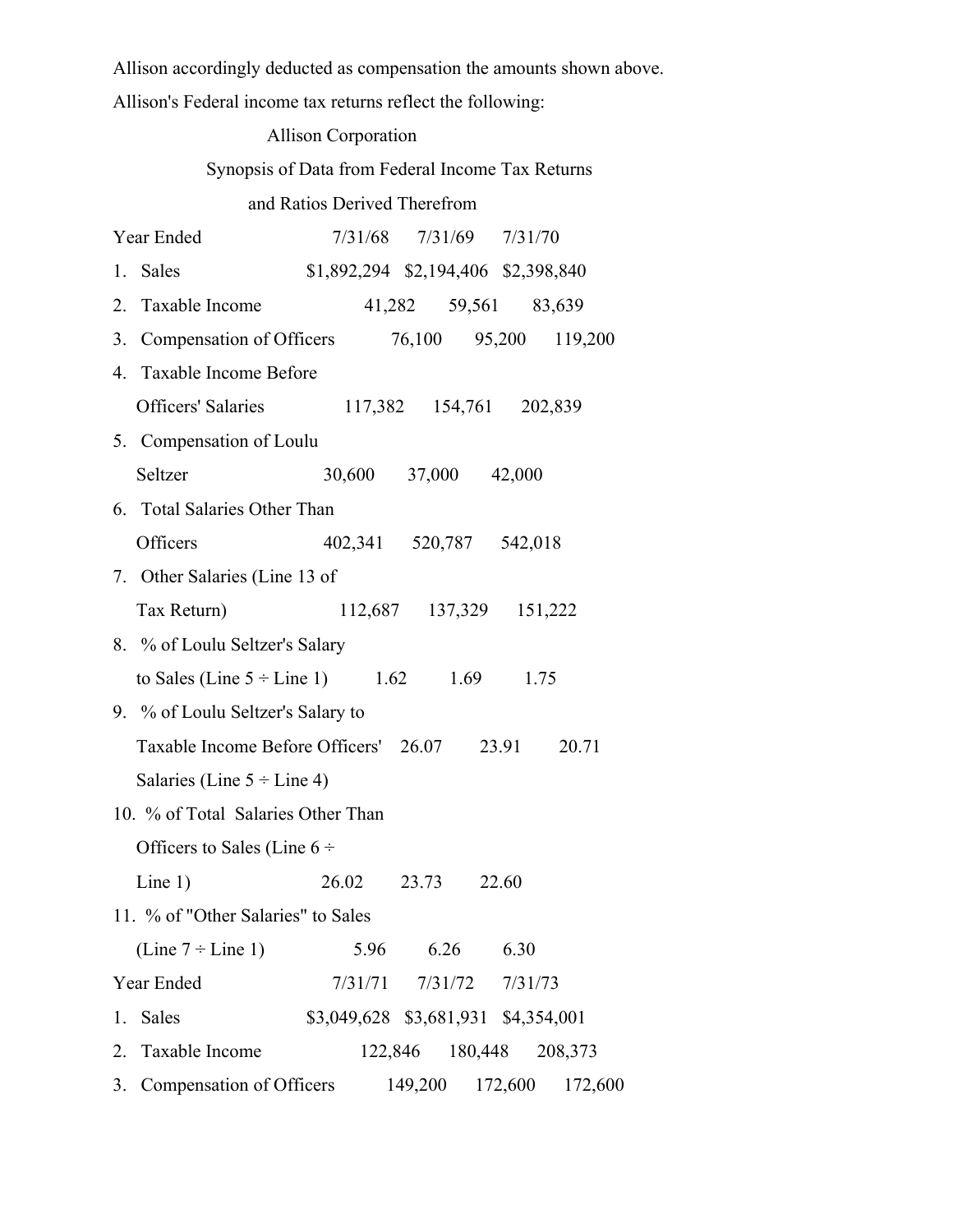Allison accordingly deducted as compensation the amounts shown above.

Allison's Federal income tax returns reflect the following:

Allison Corporation

Synopsis of Data from Federal Income Tax Returns

and Ratios Derived Therefrom

| Year Ended | 7/31/68 | 7/31/69 | 7/31/70 |
|---|---|---|---|
| 1. Sales | $1,892,294 | $2,194,406 | $2,398,840 |
| 2. Taxable Income | 41,282 | 59,561 | 83,639 |
| 3. Compensation of Officers | 76,100 | 95,200 | 119,200 |
| 4. Taxable Income Before Officers' Salaries | 117,382 | 154,761 | 202,839 |
| 5. Compensation of Loulu Seltzer | 30,600 | 37,000 | 42,000 |
| 6. Total Salaries Other Than Officers | 402,341 | 520,787 | 542,018 |
| 7. Other Salaries (Line 13 of Tax Return) | 112,687 | 137,329 | 151,222 |
| 8. % of Loulu Seltzer's Salary to Sales (Line 5 ÷ Line 1) | 1.62 | 1.69 | 1.75 |
| 9. % of Loulu Seltzer's Salary to Taxable Income Before Officers' Salaries (Line 5 ÷ Line 4) | 26.07 | 23.91 | 20.71 |
| 10. % of Total Salaries Other Than Officers to Sales (Line 6 ÷ Line 1) | 26.02 | 23.73 | 22.60 |
| 11. % of "Other Salaries" to Sales (Line 7 ÷ Line 1) | 5.96 | 6.26 | 6.30 |

| Year Ended | 7/31/71 | 7/31/72 | 7/31/73 |
|---|---|---|---|
| 1. Sales | $3,049,628 | $3,681,931 | $4,354,001 |
| 2. Taxable Income | 122,846 | 180,448 | 208,373 |
| 3. Compensation of Officers | 149,200 | 172,600 | 172,600 |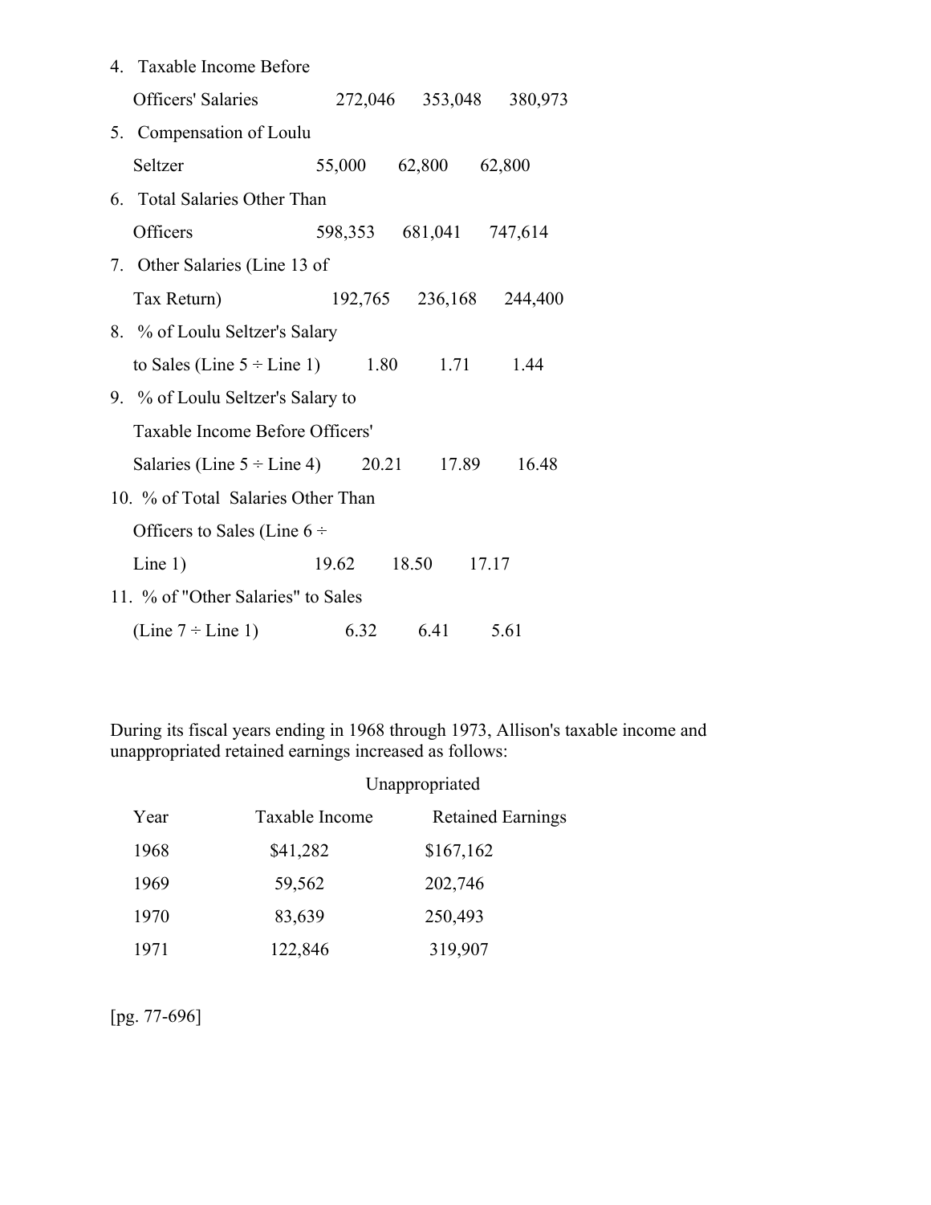| | | | |
|---|---|---|---|
| 4. Taxable Income Before Officers' Salaries | 272,046 | 353,048 | 380,973 |
| 5. Compensation of Loulu Seltzer | 55,000 | 62,800 | 62,800 |
| 6. Total Salaries Other Than Officers | 598,353 | 681,041 | 747,614 |
| 7. Other Salaries (Line 13 of Tax Return) | 192,765 | 236,168 | 244,400 |
| 8. % of Loulu Seltzer's Salary to Sales (Line 5 ÷ Line 1) | 1.80 | 1.71 | 1.44 |
| 9. % of Loulu Seltzer's Salary to Taxable Income Before Officers' Salaries (Line 5 ÷ Line 4) | 20.21 | 17.89 | 16.48 |
| 10. % of Total Salaries Other Than Officers to Sales (Line 6 ÷ Line 1) | 19.62 | 18.50 | 17.17 |
| 11. % of "Other Salaries" to Sales (Line 7 ÷ Line 1) | 6.32 | 6.41 | 5.61 |

During its fiscal years ending in 1968 through 1973, Allison's taxable income and unappropriated retained earnings increased as follows:

| Year | Taxable Income | Unappropriated Retained Earnings |
|---|---|---|
| 1968 | $41,282 | $167,162 |
| 1969 | 59,562 | 202,746 |
| 1970 | 83,639 | 250,493 |
| 1971 | 122,846 | 319,907 |

[pg. 77-696]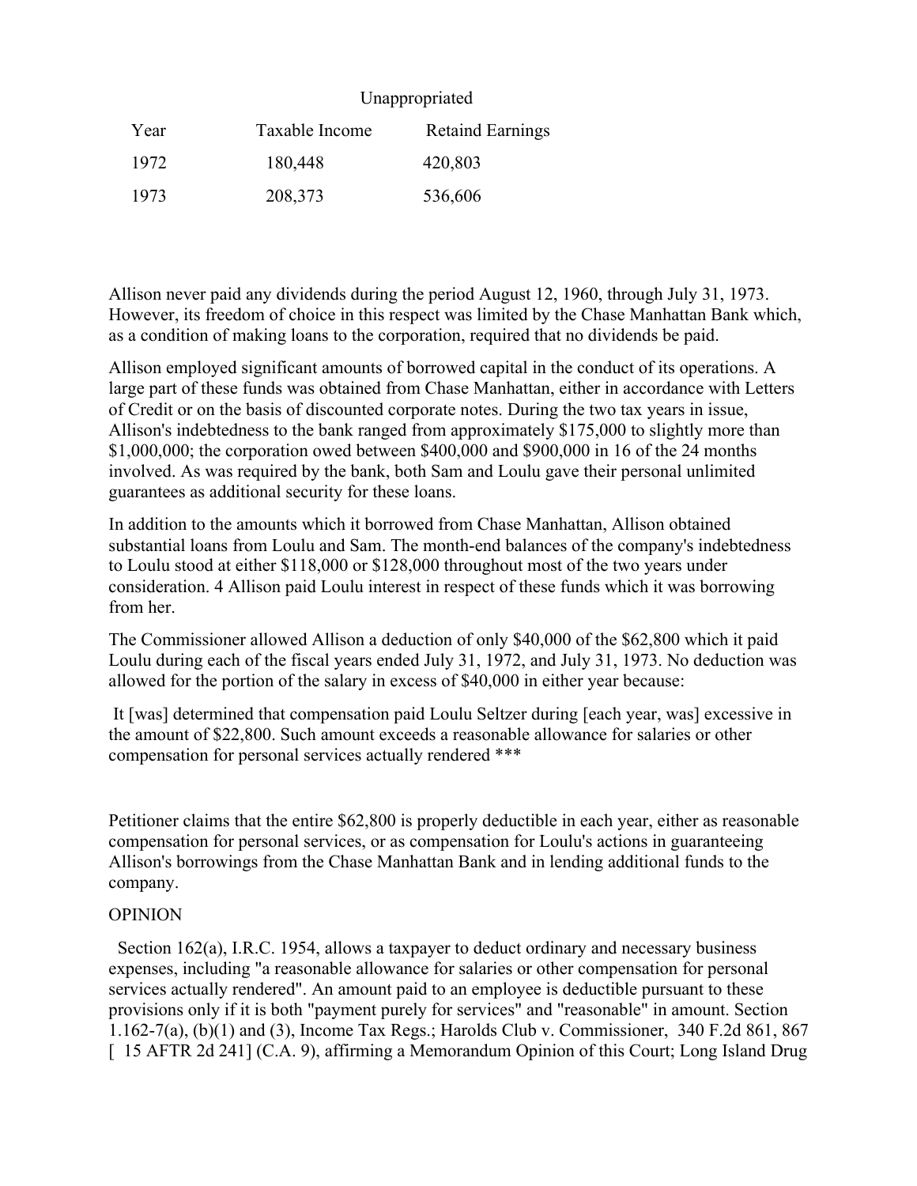| Year | Taxable Income | Unappropriated Retaind Earnings |
|---|---|---|
| 1972 | 180,448 | 420,803 |
| 1973 | 208,373 | 536,606 |

Allison never paid any dividends during the period August 12, 1960, through July 31, 1973. However, its freedom of choice in this respect was limited by the Chase Manhattan Bank which, as a condition of making loans to the corporation, required that no dividends be paid.

Allison employed significant amounts of borrowed capital in the conduct of its operations. A large part of these funds was obtained from Chase Manhattan, either in accordance with Letters of Credit or on the basis of discounted corporate notes. During the two tax years in issue, Allison's indebtedness to the bank ranged from approximately $175,000 to slightly more than $1,000,000; the corporation owed between $400,000 and $900,000 in 16 of the 24 months involved. As was required by the bank, both Sam and Loulu gave their personal unlimited guarantees as additional security for these loans.

In addition to the amounts which it borrowed from Chase Manhattan, Allison obtained substantial loans from Loulu and Sam. The month-end balances of the company's indebtedness to Loulu stood at either $118,000 or $128,000 throughout most of the two years under consideration. 4 Allison paid Loulu interest in respect of these funds which it was borrowing from her.

The Commissioner allowed Allison a deduction of only $40,000 of the $62,800 which it paid Loulu during each of the fiscal years ended July 31, 1972, and July 31, 1973. No deduction was allowed for the portion of the salary in excess of $40,000 in either year because:

> It [was] determined that compensation paid Loulu Seltzer during [each year, was] excessive in the amount of $22,800. Such amount exceeds a reasonable allowance for salaries or other compensation for personal services actually rendered ***

Petitioner claims that the entire $62,800 is properly deductible in each year, either as reasonable compensation for personal services, or as compensation for Loulu's actions in guaranteeing Allison's borrowings from the Chase Manhattan Bank and in lending additional funds to the company.

OPINION

Section 162(a), I.R.C. 1954, allows a taxpayer to deduct ordinary and necessary business expenses, including "a reasonable allowance for salaries or other compensation for personal services actually rendered". An amount paid to an employee is deductible pursuant to these provisions only if it is both "payment purely for services" and "reasonable" in amount. Section 1.162-7(a), (b)(1) and (3), Income Tax Regs.; Harolds Club v. Commissioner, 340 F.2d 861, 867 [ 15 AFTR 2d 241] (C.A. 9), affirming a Memorandum Opinion of this Court; Long Island Drug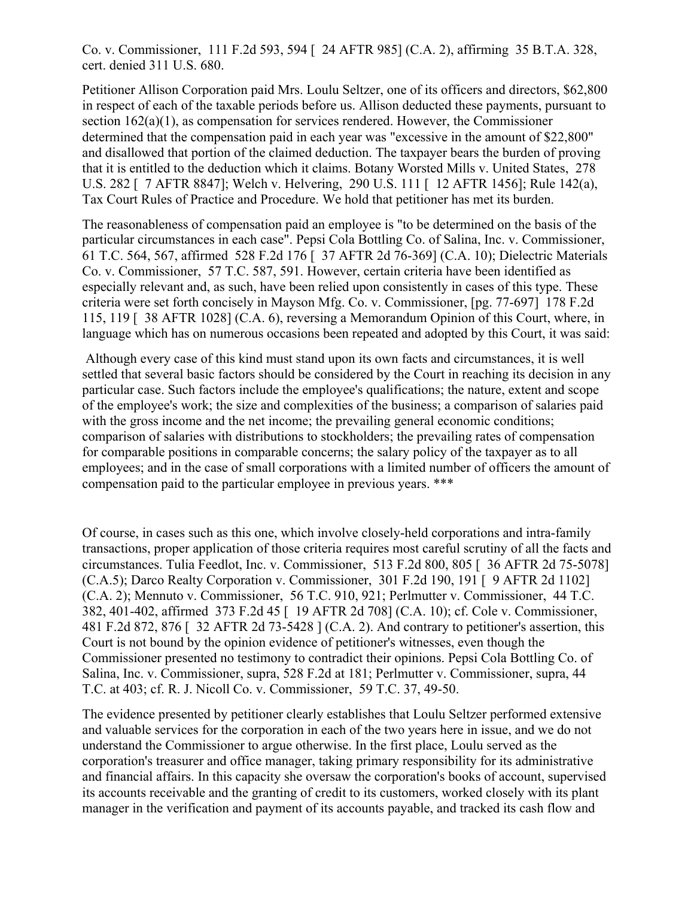Co. v. Commissioner, 111 F.2d 593, 594 [ 24 AFTR 985] (C.A. 2), affirming 35 B.T.A. 328, cert. denied 311 U.S. 680.

Petitioner Allison Corporation paid Mrs. Loulu Seltzer, one of its officers and directors, $62,800 in respect of each of the taxable periods before us. Allison deducted these payments, pursuant to section 162(a)(1), as compensation for services rendered. However, the Commissioner determined that the compensation paid in each year was "excessive in the amount of $22,800" and disallowed that portion of the claimed deduction. The taxpayer bears the burden of proving that it is entitled to the deduction which it claims. Botany Worsted Mills v. United States, 278 U.S. 282 [ 7 AFTR 8847]; Welch v. Helvering, 290 U.S. 111 [ 12 AFTR 1456]; Rule 142(a), Tax Court Rules of Practice and Procedure. We hold that petitioner has met its burden.

The reasonableness of compensation paid an employee is "to be determined on the basis of the particular circumstances in each case". Pepsi Cola Bottling Co. of Salina, Inc. v. Commissioner, 61 T.C. 564, 567, affirmed 528 F.2d 176 [ 37 AFTR 2d 76-369] (C.A. 10); Dielectric Materials Co. v. Commissioner, 57 T.C. 587, 591. However, certain criteria have been identified as especially relevant and, as such, have been relied upon consistently in cases of this type. These criteria were set forth concisely in Mayson Mfg. Co. v. Commissioner, [pg. 77-697] 178 F.2d 115, 119 [ 38 AFTR 1028] (C.A. 6), reversing a Memorandum Opinion of this Court, where, in language which has on numerous occasions been repeated and adopted by this Court, it was said:

> Although every case of this kind must stand upon its own facts and circumstances, it is well settled that several basic factors should be considered by the Court in reaching its decision in any particular case. Such factors include the employee's qualifications; the nature, extent and scope of the employee's work; the size and complexities of the business; a comparison of salaries paid with the gross income and the net income; the prevailing general economic conditions; comparison of salaries with distributions to stockholders; the prevailing rates of compensation for comparable positions in comparable concerns; the salary policy of the taxpayer as to all employees; and in the case of small corporations with a limited number of officers the amount of compensation paid to the particular employee in previous years. ***

Of course, in cases such as this one, which involve closely-held corporations and intra-family transactions, proper application of those criteria requires most careful scrutiny of all the facts and circumstances. Tulia Feedlot, Inc. v. Commissioner, 513 F.2d 800, 805 [ 36 AFTR 2d 75-5078] (C.A.5); Darco Realty Corporation v. Commissioner, 301 F.2d 190, 191 [ 9 AFTR 2d 1102] (C.A. 2); Mennuto v. Commissioner, 56 T.C. 910, 921; Perlmutter v. Commissioner, 44 T.C. 382, 401-402, affirmed 373 F.2d 45 [ 19 AFTR 2d 708] (C.A. 10); cf. Cole v. Commissioner, 481 F.2d 872, 876 [ 32 AFTR 2d 73-5428 ] (C.A. 2). And contrary to petitioner's assertion, this Court is not bound by the opinion evidence of petitioner's witnesses, even though the Commissioner presented no testimony to contradict their opinions. Pepsi Cola Bottling Co. of Salina, Inc. v. Commissioner, supra, 528 F.2d at 181; Perlmutter v. Commissioner, supra, 44 T.C. at 403; cf. R. J. Nicoll Co. v. Commissioner, 59 T.C. 37, 49-50.

The evidence presented by petitioner clearly establishes that Loulu Seltzer performed extensive and valuable services for the corporation in each of the two years here in issue, and we do not understand the Commissioner to argue otherwise. In the first place, Loulu served as the corporation's treasurer and office manager, taking primary responsibility for its administrative and financial affairs. In this capacity she oversaw the corporation's books of account, supervised its accounts receivable and the granting of credit to its customers, worked closely with its plant manager in the verification and payment of its accounts payable, and tracked its cash flow and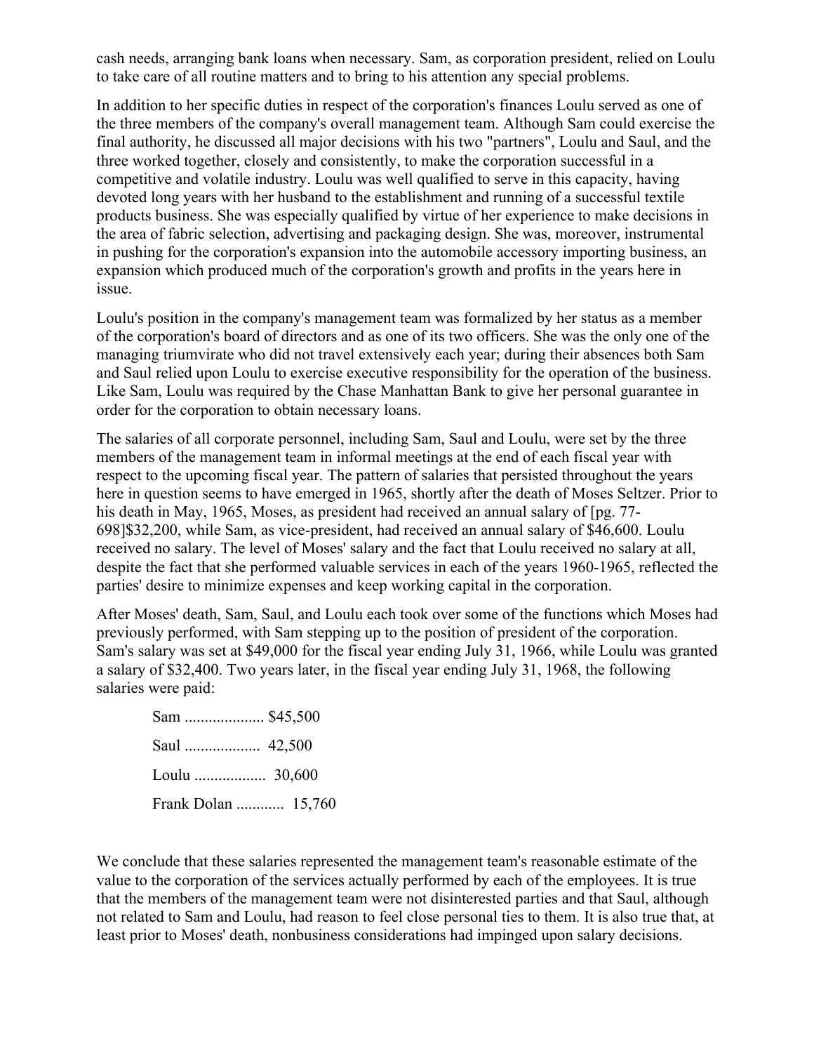cash needs, arranging bank loans when necessary. Sam, as corporation president, relied on Loulu to take care of all routine matters and to bring to his attention any special problems.

In addition to her specific duties in respect of the corporation's finances Loulu served as one of the three members of the company's overall management team. Although Sam could exercise the final authority, he discussed all major decisions with his two "partners", Loulu and Saul, and the three worked together, closely and consistently, to make the corporation successful in a competitive and volatile industry. Loulu was well qualified to serve in this capacity, having devoted long years with her husband to the establishment and running of a successful textile products business. She was especially qualified by virtue of her experience to make decisions in the area of fabric selection, advertising and packaging design. She was, moreover, instrumental in pushing for the corporation's expansion into the automobile accessory importing business, an expansion which produced much of the corporation's growth and profits in the years here in issue.

Loulu's position in the company's management team was formalized by her status as a member of the corporation's board of directors and as one of its two officers. She was the only one of the managing triumvirate who did not travel extensively each year; during their absences both Sam and Saul relied upon Loulu to exercise executive responsibility for the operation of the business. Like Sam, Loulu was required by the Chase Manhattan Bank to give her personal guarantee in order for the corporation to obtain necessary loans.

The salaries of all corporate personnel, including Sam, Saul and Loulu, were set by the three members of the management team in informal meetings at the end of each fiscal year with respect to the upcoming fiscal year. The pattern of salaries that persisted throughout the years here in question seems to have emerged in 1965, shortly after the death of Moses Seltzer. Prior to his death in May, 1965, Moses, as president had received an annual salary of [pg. 77-698]$32,200, while Sam, as vice-president, had received an annual salary of $46,600. Loulu received no salary. The level of Moses' salary and the fact that Loulu received no salary at all, despite the fact that she performed valuable services in each of the years 1960-1965, reflected the parties' desire to minimize expenses and keep working capital in the corporation.

After Moses' death, Sam, Saul, and Loulu each took over some of the functions which Moses had previously performed, with Sam stepping up to the position of president of the corporation. Sam's salary was set at $49,000 for the fiscal year ending July 31, 1966, while Loulu was granted a salary of $32,400. Two years later, in the fiscal year ending July 31, 1968, the following salaries were paid:

Sam .................... $45,500
Saul ................... 42,500
Loulu .................. 30,600
Frank Dolan ............ 15,760

We conclude that these salaries represented the management team's reasonable estimate of the value to the corporation of the services actually performed by each of the employees. It is true that the members of the management team were not disinterested parties and that Saul, although not related to Sam and Loulu, had reason to feel close personal ties to them. It is also true that, at least prior to Moses' death, nonbusiness considerations had impinged upon salary decisions.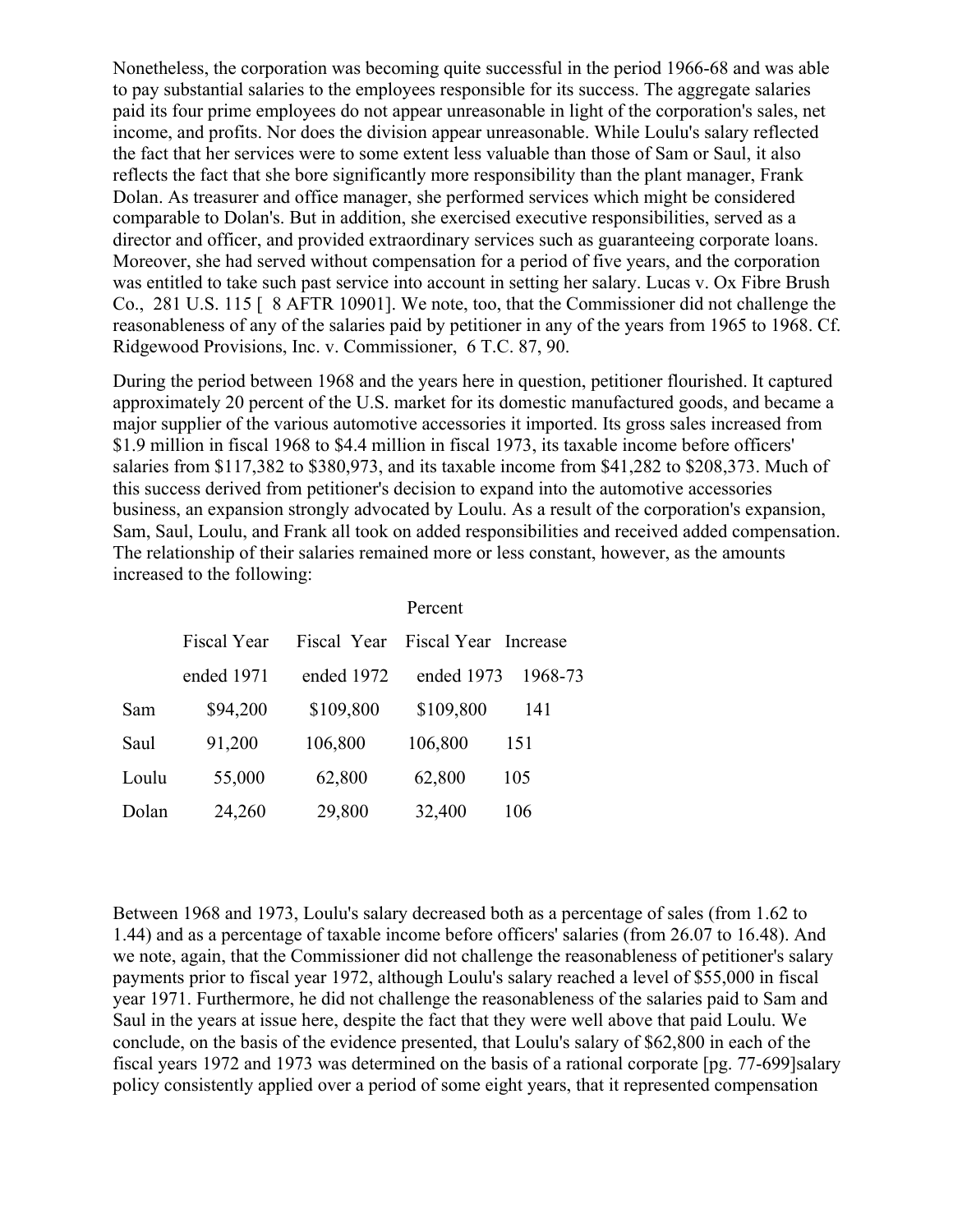Nonetheless, the corporation was becoming quite successful in the period 1966-68 and was able to pay substantial salaries to the employees responsible for its success. The aggregate salaries paid its four prime employees do not appear unreasonable in light of the corporation's sales, net income, and profits. Nor does the division appear unreasonable. While Loulu's salary reflected the fact that her services were to some extent less valuable than those of Sam or Saul, it also reflects the fact that she bore significantly more responsibility than the plant manager, Frank Dolan. As treasurer and office manager, she performed services which might be considered comparable to Dolan's. But in addition, she exercised executive responsibilities, served as a director and officer, and provided extraordinary services such as guaranteeing corporate loans. Moreover, she had served without compensation for a period of five years, and the corporation was entitled to take such past service into account in setting her salary. Lucas v. Ox Fibre Brush Co., 281 U.S. 115 [ 8 AFTR 10901]. We note, too, that the Commissioner did not challenge the reasonableness of any of the salaries paid by petitioner in any of the years from 1965 to 1968. Cf. Ridgewood Provisions, Inc. v. Commissioner, 6 T.C. 87, 90.

During the period between 1968 and the years here in question, petitioner flourished. It captured approximately 20 percent of the U.S. market for its domestic manufactured goods, and became a major supplier of the various automotive accessories it imported. Its gross sales increased from $1.9 million in fiscal 1968 to $4.4 million in fiscal 1973, its taxable income before officers' salaries from $117,382 to $380,973, and its taxable income from $41,282 to $208,373. Much of this success derived from petitioner's decision to expand into the automotive accessories business, an expansion strongly advocated by Loulu. As a result of the corporation's expansion, Sam, Saul, Loulu, and Frank all took on added responsibilities and received added compensation. The relationship of their salaries remained more or less constant, however, as the amounts increased to the following:

| | Fiscal Year ended 1971 | Fiscal Year ended 1972 | Fiscal Year ended 1973 | Percent Increase 1968-73 |
|---|---|---|---|---|
| Sam | $94,200 | $109,800 | $109,800 | 141 |
| Saul | 91,200 | 106,800 | 106,800 | 151 |
| Loulu | 55,000 | 62,800 | 62,800 | 105 |
| Dolan | 24,260 | 29,800 | 32,400 | 106 |

Between 1968 and 1973, Loulu's salary decreased both as a percentage of sales (from 1.62 to 1.44) and as a percentage of taxable income before officers' salaries (from 26.07 to 16.48). And we note, again, that the Commissioner did not challenge the reasonableness of petitioner's salary payments prior to fiscal year 1972, although Loulu's salary reached a level of $55,000 in fiscal year 1971. Furthermore, he did not challenge the reasonableness of the salaries paid to Sam and Saul in the years at issue here, despite the fact that they were well above that paid Loulu. We conclude, on the basis of the evidence presented, that Loulu's salary of $62,800 in each of the fiscal years 1972 and 1973 was determined on the basis of a rational corporate [pg. 77-699]salary policy consistently applied over a period of some eight years, that it represented compensation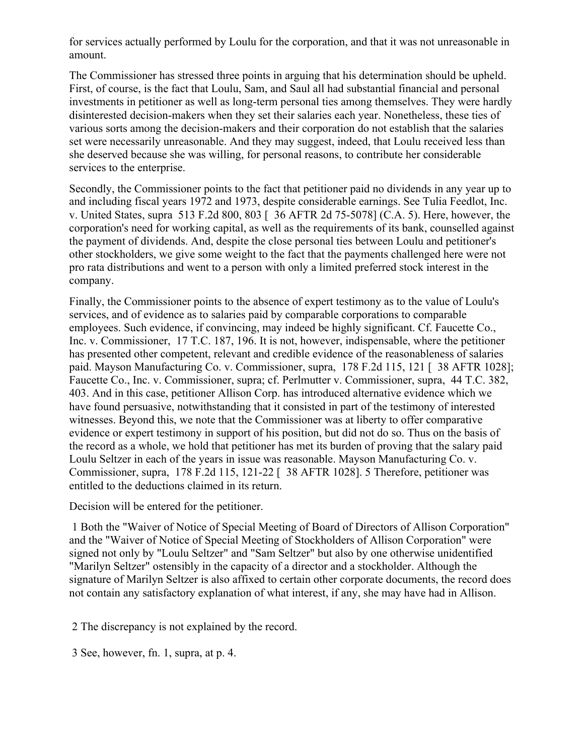for services actually performed by Loulu for the corporation, and that it was not unreasonable in amount.

The Commissioner has stressed three points in arguing that his determination should be upheld. First, of course, is the fact that Loulu, Sam, and Saul all had substantial financial and personal investments in petitioner as well as long-term personal ties among themselves. They were hardly disinterested decision-makers when they set their salaries each year. Nonetheless, these ties of various sorts among the decision-makers and their corporation do not establish that the salaries set were necessarily unreasonable. And they may suggest, indeed, that Loulu received less than she deserved because she was willing, for personal reasons, to contribute her considerable services to the enterprise.

Secondly, the Commissioner points to the fact that petitioner paid no dividends in any year up to and including fiscal years 1972 and 1973, despite considerable earnings. See Tulia Feedlot, Inc. v. United States, supra 513 F.2d 800, 803 [ 36 AFTR 2d 75-5078] (C.A. 5). Here, however, the corporation's need for working capital, as well as the requirements of its bank, counselled against the payment of dividends. And, despite the close personal ties between Loulu and petitioner's other stockholders, we give some weight to the fact that the payments challenged here were not pro rata distributions and went to a person with only a limited preferred stock interest in the company.

Finally, the Commissioner points to the absence of expert testimony as to the value of Loulu's services, and of evidence as to salaries paid by comparable corporations to comparable employees. Such evidence, if convincing, may indeed be highly significant. Cf. Faucette Co., Inc. v. Commissioner, 17 T.C. 187, 196. It is not, however, indispensable, where the petitioner has presented other competent, relevant and credible evidence of the reasonableness of salaries paid. Mayson Manufacturing Co. v. Commissioner, supra, 178 F.2d 115, 121 [ 38 AFTR 1028]; Faucette Co., Inc. v. Commissioner, supra; cf. Perlmutter v. Commissioner, supra, 44 T.C. 382, 403. And in this case, petitioner Allison Corp. has introduced alternative evidence which we have found persuasive, notwithstanding that it consisted in part of the testimony of interested witnesses. Beyond this, we note that the Commissioner was at liberty to offer comparative evidence or expert testimony in support of his position, but did not do so. Thus on the basis of the record as a whole, we hold that petitioner has met its burden of proving that the salary paid Loulu Seltzer in each of the years in issue was reasonable. Mayson Manufacturing Co. v. Commissioner, supra, 178 F.2d 115, 121-22 [ 38 AFTR 1028]. 5 Therefore, petitioner was entitled to the deductions claimed in its return.

Decision will be entered for the petitioner.

1 Both the "Waiver of Notice of Special Meeting of Board of Directors of Allison Corporation" and the "Waiver of Notice of Special Meeting of Stockholders of Allison Corporation" were signed not only by "Loulu Seltzer" and "Sam Seltzer" but also by one otherwise unidentified "Marilyn Seltzer" ostensibly in the capacity of a director and a stockholder. Although the signature of Marilyn Seltzer is also affixed to certain other corporate documents, the record does not contain any satisfactory explanation of what interest, if any, she may have had in Allison.

2 The discrepancy is not explained by the record.

3 See, however, fn. 1, supra, at p. 4.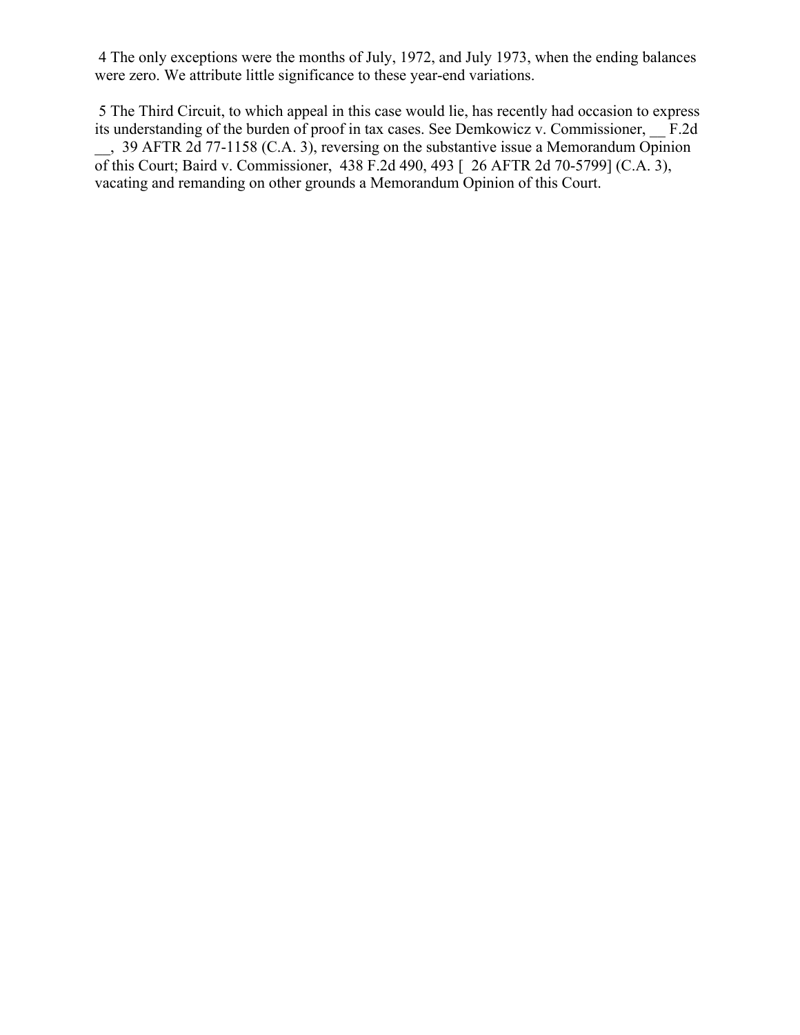4 The only exceptions were the months of July, 1972, and July 1973, when the ending balances were zero. We attribute little significance to these year-end variations.

5 The Third Circuit, to which appeal in this case would lie, has recently had occasion to express its understanding of the burden of proof in tax cases. See Demkowicz v. Commissioner, __ F.2d __, 39 AFTR 2d 77-1158 (C.A. 3), reversing on the substantive issue a Memorandum Opinion of this Court; Baird v. Commissioner, 438 F.2d 490, 493 [ 26 AFTR 2d 70-5799] (C.A. 3), vacating and remanding on other grounds a Memorandum Opinion of this Court.